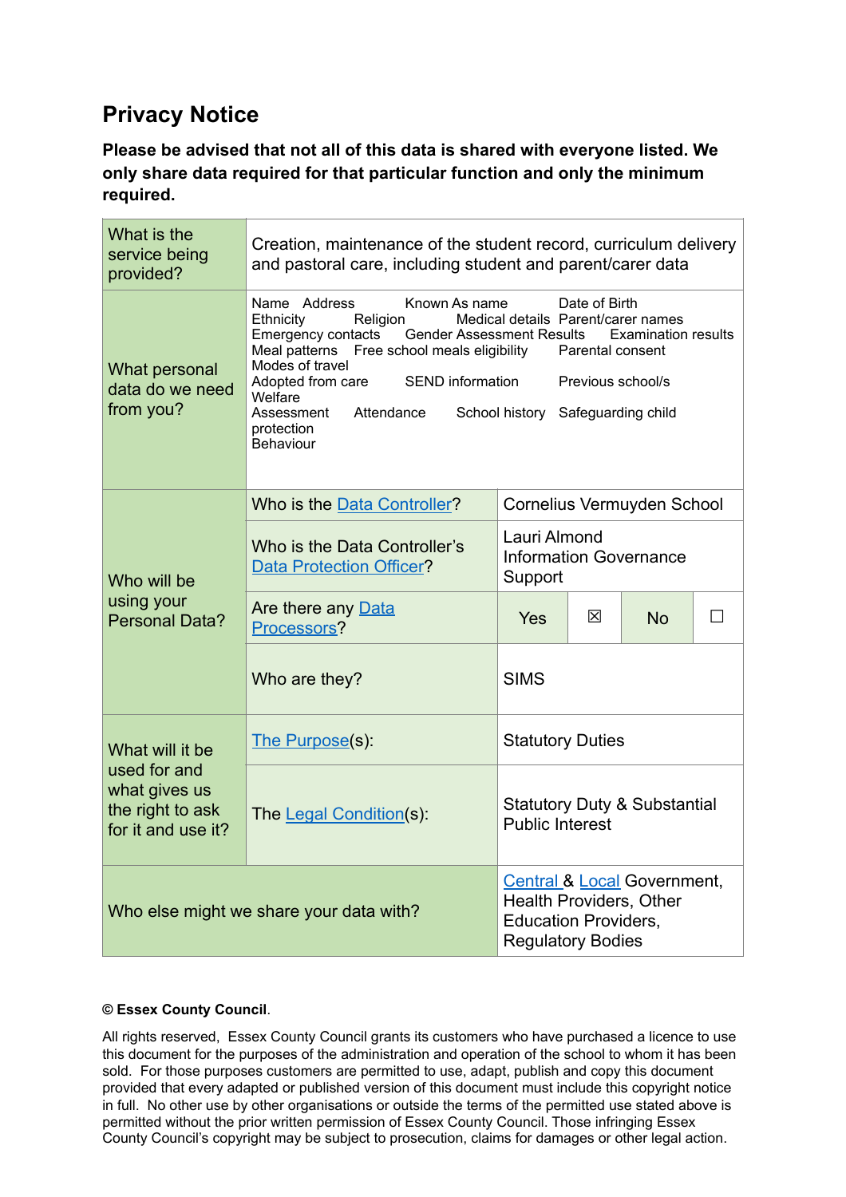# Privacy Notice

**Please be advised that not all of this data is shared with everyone listed. We only share data required for that particular function and only the minimum required.**

| | | | | | |
|---|---|---|---|---|---|
| What is the service being provided? | Creation, maintenance of the student record, curriculum delivery and pastoral care, including student and parent/carer data | | | | |
| What personal data do we need from you? | Name Address Known As name Date of Birth Ethnicity Religion Medical details Parent/carer names Emergency contacts Gender Assessment Results Examination results Meal patterns Free school meals eligibility Parental consent Modes of travel Adopted from care SEND information Previous school/s Welfare Assessment Attendance School history Safeguarding child protection Behaviour | | | | |
| Who will be using your Personal Data? | Who is the [Data Controller](#)? | Cornelius Vermuyden School | | | |
| | Who is the Data Controller's [Data Protection Officer](#)? | Lauri Almond Information Governance Support | | | |
| | Are there any [Data Processors](#)? | Yes | ☒ | No | ☐ |
| | Who are they? | SIMS | | | |
| What will it be used for and what gives us the right to ask for it and use it? | [The Purpose](#)(s): | Statutory Duties | | | |
| | The [Legal Condition](#)(s): | Statutory Duty & Substantial Public Interest | | | |
| Who else might we share your data with? | | [Central](#) & [Local](#) Government, Health Providers, Other Education Providers, Regulatory Bodies | | | |

**© Essex County Council**.

All rights reserved, Essex County Council grants its customers who have purchased a licence to use this document for the purposes of the administration and operation of the school to whom it has been sold. For those purposes customers are permitted to use, adapt, publish and copy this document provided that every adapted or published version of this document must include this copyright notice in full. No other use by other organisations or outside the terms of the permitted use stated above is permitted without the prior written permission of Essex County Council. Those infringing Essex County Council's copyright may be subject to prosecution, claims for damages or other legal action.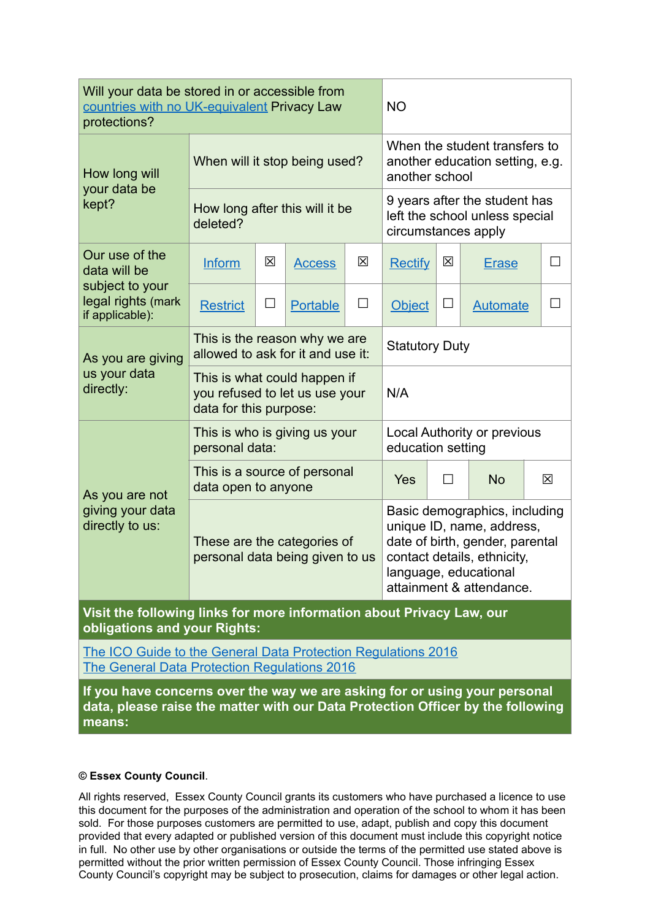| | | | | | | | | |
|---|---|---|---|---|---|---|---|---|
| Will your data be stored in or accessible from countries with no UK-equivalent Privacy Law protections? | | | | | NO | | | |
| How long will your data be kept? | When will it stop being used? | | | | When the student transfers to another education setting, e.g. another school | | | |
| | How long after this will it be deleted? | | | | 9 years after the student has left the school unless special circumstances apply | | | |
| Our use of the data will be subject to your legal rights (mark if applicable): | Inform | ☒ | Access | ☒ | Rectify | ☒ | Erase | ☐ |
| | Restrict | ☐ | Portable | ☐ | Object | ☐ | Automate | ☐ |
| As you are giving us your data directly: | This is the reason why we are allowed to ask for it and use it: | | | | Statutory Duty | | | |
| | This is what could happen if you refused to let us use your data for this purpose: | | | | N/A | | | |
| As you are not giving your data directly to us: | This is who is giving us your personal data: | | | | Local Authority or previous education setting | | | |
| | This is a source of personal data open to anyone | | | | Yes | ☐ | No | ☒ |
| | These are the categories of personal data being given to us | | | | Basic demographics, including unique ID, name, address, date of birth, gender, parental contact details, ethnicity, language, educational attainment & attendance. | | | |

**Visit the following links for more information about Privacy Law, our obligations and your Rights:**

The ICO Guide to the General Data Protection Regulations 2016
The General Data Protection Regulations 2016

**If you have concerns over the way we are asking for or using your personal data, please raise the matter with our Data Protection Officer by the following means:**

**© Essex County Council**.

All rights reserved, Essex County Council grants its customers who have purchased a licence to use this document for the purposes of the administration and operation of the school to whom it has been sold. For those purposes customers are permitted to use, adapt, publish and copy this document provided that every adapted or published version of this document must include this copyright notice in full. No other use by other organisations or outside the terms of the permitted use stated above is permitted without the prior written permission of Essex County Council. Those infringing Essex County Council's copyright may be subject to prosecution, claims for damages or other legal action.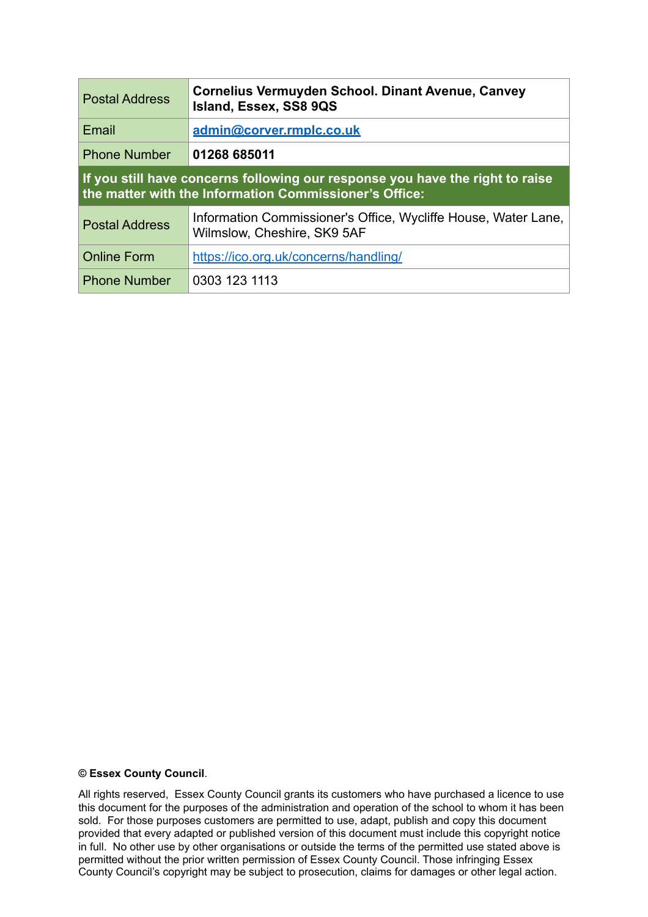| | |
|---|---|
| Postal Address | **Cornelius Vermuyden School. Dinant Avenue, Canvey Island, Essex, SS8 9QS** |
| Email | **admin@corver.rmplc.co.uk** |
| Phone Number | **01268 685011** |
| **If you still have concerns following our response you have the right to raise the matter with the Information Commissioner's Office:** | |
| Postal Address | Information Commissioner's Office, Wycliffe House, Water Lane, Wilmslow, Cheshire, SK9 5AF |
| Online Form | https://ico.org.uk/concerns/handling/ |
| Phone Number | 0303 123 1113 |

**© Essex County Council**.

All rights reserved, Essex County Council grants its customers who have purchased a licence to use this document for the purposes of the administration and operation of the school to whom it has been sold. For those purposes customers are permitted to use, adapt, publish and copy this document provided that every adapted or published version of this document must include this copyright notice in full. No other use by other organisations or outside the terms of the permitted use stated above is permitted without the prior written permission of Essex County Council. Those infringing Essex County Council's copyright may be subject to prosecution, claims for damages or other legal action.